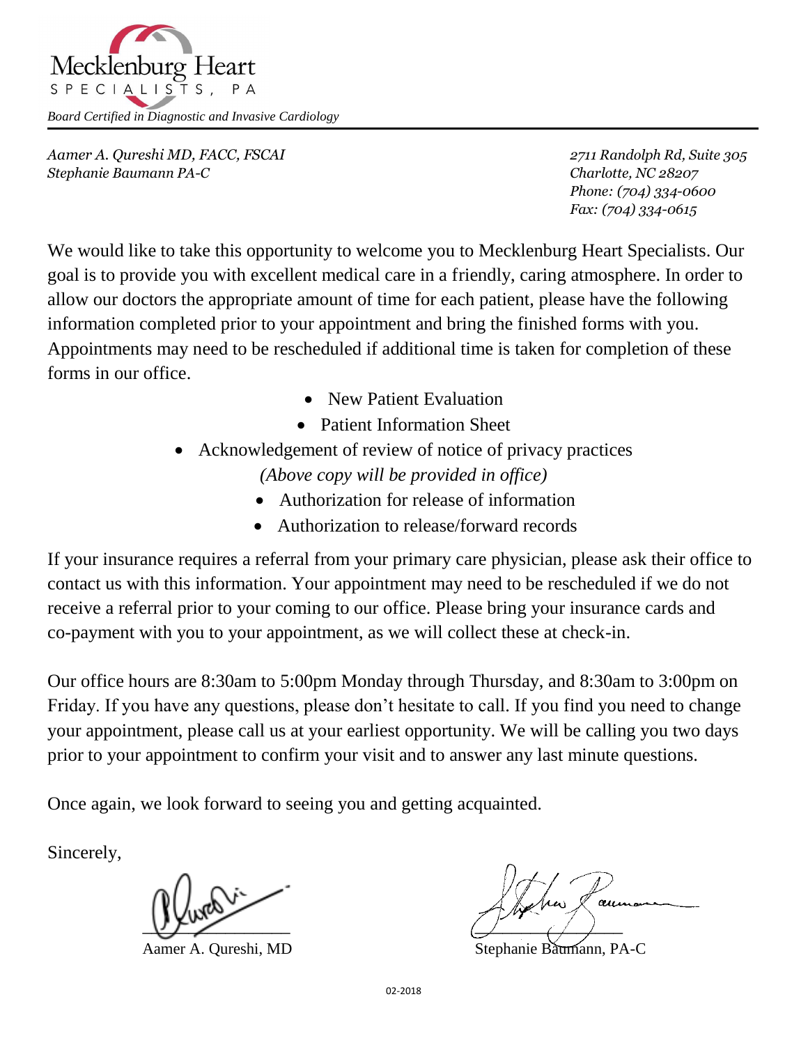Mecklenburg Heart

SPECIALISTS, PA

*Board Certified in Diagnostic and Invasive Cardiology*

*Aamer A. Qureshi MD, FACC, FSCAI*
*Stephanie Baumann PA-C*

*2711 Randolph Rd, Suite 305*
*Charlotte, NC 28207*
*Phone: (704) 334-0600*
*Fax: (704) 334-0615*

We would like to take this opportunity to welcome you to Mecklenburg Heart Specialists. Our goal is to provide you with excellent medical care in a friendly, caring atmosphere. In order to allow our doctors the appropriate amount of time for each patient, please have the following information completed prior to your appointment and bring the finished forms with you. Appointments may need to be rescheduled if additional time is taken for completion of these forms in our office.

- New Patient Evaluation
- Patient Information Sheet
- Acknowledgement of review of notice of privacy practices
  *(Above copy will be provided in office)*
- Authorization for release of information
- Authorization to release/forward records

If your insurance requires a referral from your primary care physician, please ask their office to contact us with this information. Your appointment may need to be rescheduled if we do not receive a referral prior to your coming to our office. Please bring your insurance cards and co-payment with you to your appointment, as we will collect these at check-in.

Our office hours are 8:30am to 5:00pm Monday through Thursday, and 8:30am to 3:00pm on Friday. If you have any questions, please don't hesitate to call. If you find you need to change your appointment, please call us at your earliest opportunity. We will be calling you two days prior to your appointment to confirm your visit and to answer any last minute questions.

Once again, we look forward to seeing you and getting acquainted.

Sincerely,

Aamer A. Qureshi, MD

Stephanie Baumann, PA-C

02-2018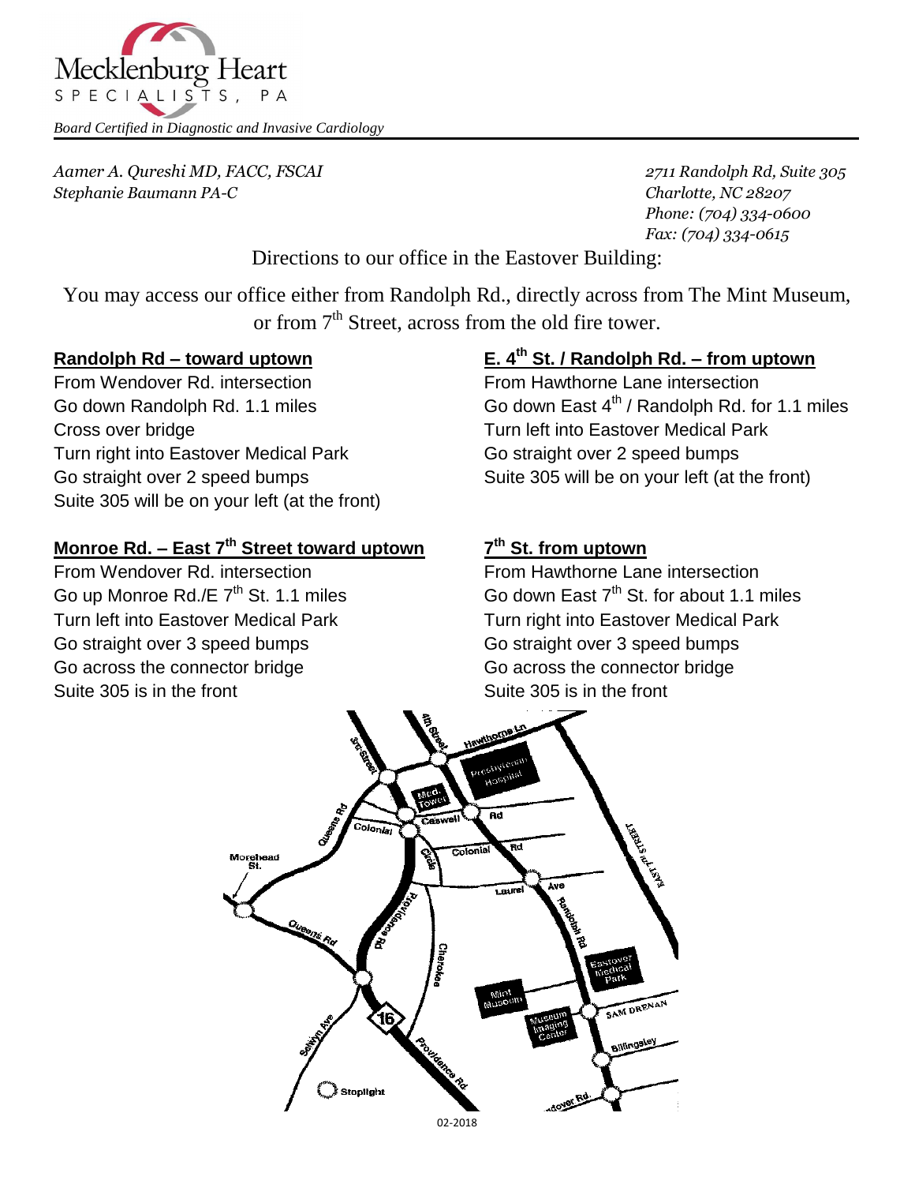Mecklenburg Heart
SPECIALISTS, PA

*Board Certified in Diagnostic and Invasive Cardiology*

*Aamer A. Qureshi MD, FACC, FSCAI*
*Stephanie Baumann PA-C*

*2711 Randolph Rd, Suite 305*
*Charlotte, NC 28207*
*Phone: (704) 334-0600*
*Fax: (704) 334-0615*

Directions to our office in the Eastover Building:

You may access our office either from Randolph Rd., directly across from The Mint Museum, or from 7th Street, across from the old fire tower.

**Randolph Rd – toward uptown**

From Wendover Rd. intersection
Go down Randolph Rd. 1.1 miles
Cross over bridge
Turn right into Eastover Medical Park
Go straight over 2 speed bumps
Suite 305 will be on your left (at the front)

**E. 4th St. / Randolph Rd. – from uptown**

From Hawthorne Lane intersection
Go down East 4th / Randolph Rd. for 1.1 miles
Turn left into Eastover Medical Park
Go straight over 2 speed bumps
Suite 305 will be on your left (at the front)

**Monroe Rd. – East 7th Street toward uptown**

From Wendover Rd. intersection
Go up Monroe Rd./E 7th St. 1.1 miles
Turn left into Eastover Medical Park
Go straight over 3 speed bumps
Go across the connector bridge
Suite 305 is in the front

**7th St. from uptown**

From Hawthorne Lane intersection
Go down East 7th St. for about 1.1 miles
Turn right into Eastover Medical Park
Go straight over 3 speed bumps
Go across the connector bridge
Suite 305 is in the front

02-2018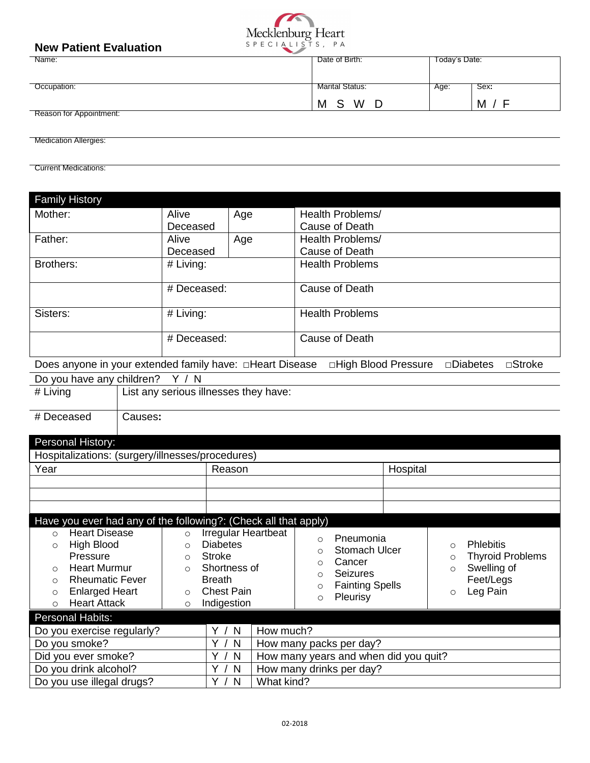Mecklenburg Heart SPECIALISTS, PA

## New Patient Evaluation

| Name: | Date of Birth: | Today's Date: | |
|---|---|---|---|
| Occupation: | Marital Status: M S W D | Age: | Sex: M / F |

Reason for Appointment:

Medication Allergies:

Current Medications:

| Family History | | | |
|---|---|---|---|
| Mother: | Alive Deceased | Age | Health Problems/ Cause of Death |
| Father: | Alive Deceased | Age | Health Problems/ Cause of Death |
| Brothers: | # Living: | | Health Problems |
| | # Deceased: | | Cause of Death |
| Sisters: | # Living: | | Health Problems |
| | # Deceased: | | Cause of Death |

Does anyone in your extended family have: □Heart Disease □High Blood Pressure □Diabetes □Stroke

Do you have any children? Y / N

| # Living | List any serious illnesses they have: |
|---|---|
| # Deceased | Causes: |

### Personal History:

Hospitalizations: (surgery/illnesses/procedures)

| Year | Reason | Hospital |
|---|---|---|
| | | |
| | | |
| | | |

### Have you ever had any of the following?: (Check all that apply)

- ○ Heart Disease
- ○ High Blood Pressure
- ○ Heart Murmur
- ○ Rheumatic Fever
- ○ Enlarged Heart
- ○ Heart Attack
- ○ Irregular Heartbeat
- ○ Diabetes
- ○ Stroke
- ○ Shortness of Breath
- ○ Chest Pain
- ○ Indigestion
- ○ Pneumonia
- ○ Stomach Ulcer
- ○ Cancer
- ○ Seizures
- ○ Fainting Spells
- ○ Pleurisy
- ○ Phlebitis
- ○ Thyroid Problems
- ○ Swelling of Feet/Legs
- ○ Leg Pain

### Personal Habits:

| | | |
|---|---|---|
| Do you exercise regularly? | Y / N | How much? |
| Do you smoke? | Y / N | How many packs per day? |
| Did you ever smoke? | Y / N | How many years and when did you quit? |
| Do you drink alcohol? | Y / N | How many drinks per day? |
| Do you use illegal drugs? | Y / N | What kind? |

02-2018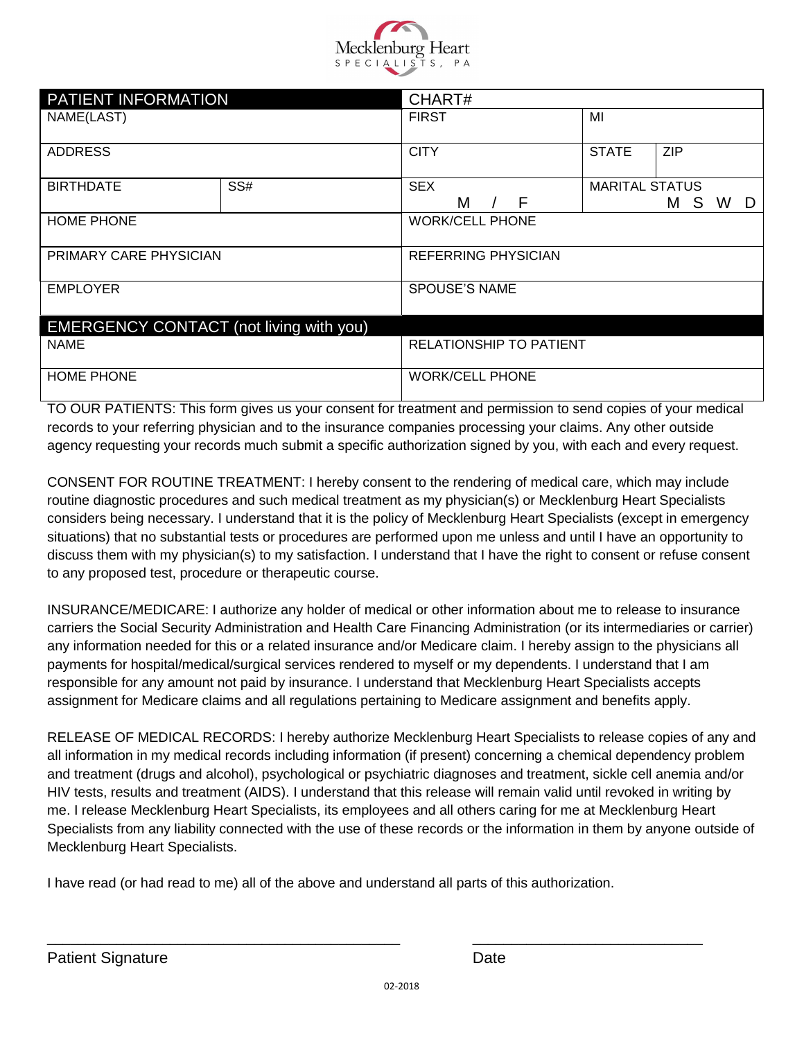Mecklenburg Heart
SPECIALISTS, PA

| PATIENT INFORMATION | | CHART# | | |
|---|---|---|---|---|
| NAME(LAST) | | FIRST | MI | |
| ADDRESS | | CITY | STATE | ZIP |
| BIRTHDATE | SS# | SEX M / F | MARITAL STATUS M S W D | |
| HOME PHONE | | WORK/CELL PHONE | | |
| PRIMARY CARE PHYSICIAN | | REFERRING PHYSICIAN | | |
| EMPLOYER | | SPOUSE'S NAME | | |

| EMERGENCY CONTACT (not living with you) | |
|---|---|
| NAME | RELATIONSHIP TO PATIENT |
| HOME PHONE | WORK/CELL PHONE |

TO OUR PATIENTS: This form gives us your consent for treatment and permission to send copies of your medical records to your referring physician and to the insurance companies processing your claims. Any other outside agency requesting your records much submit a specific authorization signed by you, with each and every request.

CONSENT FOR ROUTINE TREATMENT: I hereby consent to the rendering of medical care, which may include routine diagnostic procedures and such medical treatment as my physician(s) or Mecklenburg Heart Specialists considers being necessary. I understand that it is the policy of Mecklenburg Heart Specialists (except in emergency situations) that no substantial tests or procedures are performed upon me unless and until I have an opportunity to discuss them with my physician(s) to my satisfaction. I understand that I have the right to consent or refuse consent to any proposed test, procedure or therapeutic course.

INSURANCE/MEDICARE: I authorize any holder of medical or other information about me to release to insurance carriers the Social Security Administration and Health Care Financing Administration (or its intermediaries or carrier) any information needed for this or a related insurance and/or Medicare claim. I hereby assign to the physicians all payments for hospital/medical/surgical services rendered to myself or my dependents. I understand that I am responsible for any amount not paid by insurance. I understand that Mecklenburg Heart Specialists accepts assignment for Medicare claims and all regulations pertaining to Medicare assignment and benefits apply.

RELEASE OF MEDICAL RECORDS: I hereby authorize Mecklenburg Heart Specialists to release copies of any and all information in my medical records including information (if present) concerning a chemical dependency problem and treatment (drugs and alcohol), psychological or psychiatric diagnoses and treatment, sickle cell anemia and/or HIV tests, results and treatment (AIDS). I understand that this release will remain valid until revoked in writing by me. I release Mecklenburg Heart Specialists, its employees and all others caring for me at Mecklenburg Heart Specialists from any liability connected with the use of these records or the information in them by anyone outside of Mecklenburg Heart Specialists.

I have read (or had read to me) all of the above and understand all parts of this authorization.

\_\_\_\_\_\_\_\_\_\_\_\_\_\_\_\_\_\_\_\_\_\_\_\_\_\_\_\_\_\_\_\_\_\_\_\_\_\_\_\_\_\_\_\_ \_\_\_\_\_\_\_\_\_\_\_\_\_\_\_\_\_\_\_\_\_\_\_\_\_\_\_\_\_\_

Patient Signature Date

02-2018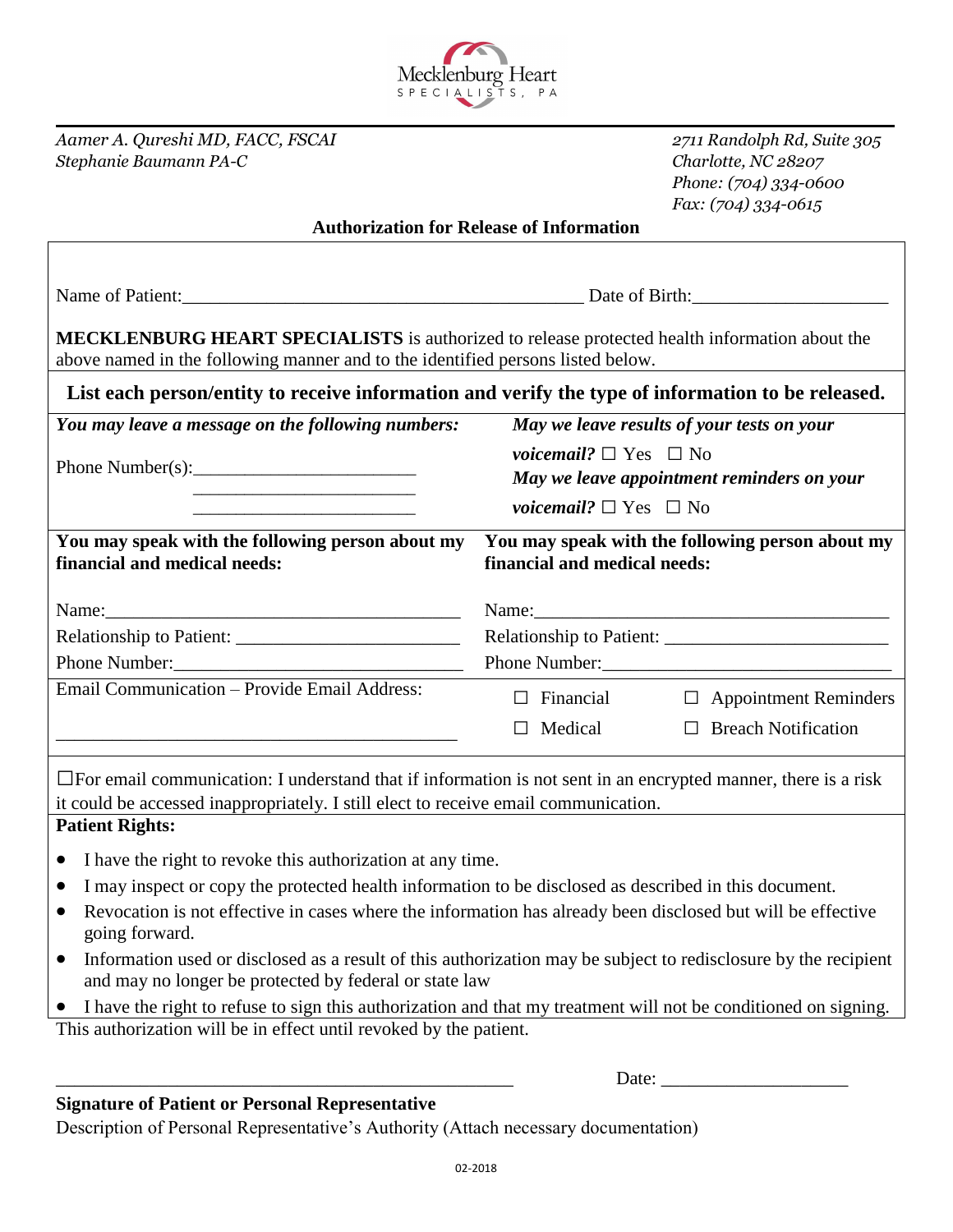Mecklenburg Heart SPECIALISTS, PA

*Aamer A. Qureshi MD, FACC, FSCAI*
*Stephanie Baumann PA-C*

*2711 Randolph Rd, Suite 305*
*Charlotte, NC 28207*
*Phone: (704) 334-0600*
*Fax: (704) 334-0615*

**Authorization for Release of Information**

Name of Patient:\_\_\_\_\_\_\_\_\_\_\_\_\_\_\_\_\_\_\_\_\_\_\_\_\_\_\_\_\_\_\_\_\_\_\_\_\_\_\_\_\_\_\_\_ Date of Birth:\_\_\_\_\_\_\_\_\_\_\_\_\_\_\_\_\_\_\_\_\_\_

**MECKLENBURG HEART SPECIALISTS** is authorized to release protected health information about the above named in the following manner and to the identified persons listed below.

**List each person/entity to receive information and verify the type of information to be released.**

| ***You may leave a message on the following numbers:*** | ***May we leave results of your tests on your voicemail?*** ☐ Yes ☐ No |
|---|---|
| Phone Number(s):\_\_\_\_\_\_\_\_\_\_\_\_\_\_\_\_\_\_\_\_\_\_\_\_ | ***May we leave appointment reminders on your voicemail?*** ☐ Yes ☐ No |
| \_\_\_\_\_\_\_\_\_\_\_\_\_\_\_\_\_\_\_\_\_\_\_\_ | |
| \_\_\_\_\_\_\_\_\_\_\_\_\_\_\_\_\_\_\_\_\_\_\_\_ | |

| **You may speak with the following person about my financial and medical needs:** | **You may speak with the following person about my financial and medical needs:** |
|---|---|
| Name:\_\_\_\_\_\_\_\_\_\_\_\_\_\_\_\_\_\_\_\_\_\_\_\_\_\_\_\_\_\_\_\_\_\_\_\_\_\_\_\_ | Name:\_\_\_\_\_\_\_\_\_\_\_\_\_\_\_\_\_\_\_\_\_\_\_\_\_\_\_\_\_\_\_\_\_\_\_\_\_\_\_\_ |
| Relationship to Patient: \_\_\_\_\_\_\_\_\_\_\_\_\_\_\_\_\_\_\_\_\_\_\_\_ | Relationship to Patient: \_\_\_\_\_\_\_\_\_\_\_\_\_\_\_\_\_\_\_\_\_\_\_\_ |
| Phone Number:\_\_\_\_\_\_\_\_\_\_\_\_\_\_\_\_\_\_\_\_\_\_\_\_\_\_\_\_\_\_\_\_ | Phone Number:\_\_\_\_\_\_\_\_\_\_\_\_\_\_\_\_\_\_\_\_\_\_\_\_\_\_\_\_\_\_\_\_ |

| Email Communication – Provide Email Address: | ☐ Financial ☐ Appointment Reminders |
|---|---|
| \_\_\_\_\_\_\_\_\_\_\_\_\_\_\_\_\_\_\_\_\_\_\_\_\_\_\_\_\_\_\_\_\_\_\_\_\_\_\_\_\_\_\_\_ | ☐ Medical ☐ Breach Notification |

☐For email communication: I understand that if information is not sent in an encrypted manner, there is a risk it could be accessed inappropriately. I still elect to receive email communication.

**Patient Rights:**

- I have the right to revoke this authorization at any time.
- I may inspect or copy the protected health information to be disclosed as described in this document.
- Revocation is not effective in cases where the information has already been disclosed but will be effective going forward.
- Information used or disclosed as a result of this authorization may be subject to redisclosure by the recipient and may no longer be protected by federal or state law
- I have the right to refuse to sign this authorization and that my treatment will not be conditioned on signing.

This authorization will be in effect until revoked by the patient.

\_\_\_\_\_\_\_\_\_\_\_\_\_\_\_\_\_\_\_\_\_\_\_\_\_\_\_\_\_\_\_\_\_\_\_\_\_\_\_\_\_\_\_\_\_\_\_\_\_\_ Date: \_\_\_\_\_\_\_\_\_\_\_\_\_\_\_\_\_\_\_\_

**Signature of Patient or Personal Representative**

Description of Personal Representative's Authority (Attach necessary documentation)

02-2018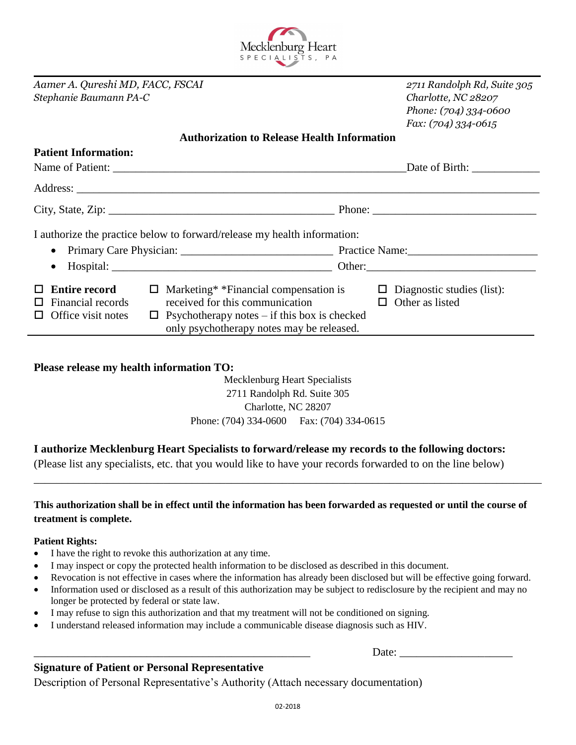Mecklenburg Heart
SPECIALISTS, PA

*Aamer A. Qureshi MD, FACC, FSCAI*
*Stephanie Baumann PA-C*

*2711 Randolph Rd, Suite 305*
*Charlotte, NC 28207*
*Phone: (704) 334-0600*
*Fax: (704) 334-0615*

## Authorization to Release Health Information

**Patient Information:**

Name of Patient: ____________________________________________________ Date of Birth: ___________

Address: ______________________________________________________________________________

City, State, Zip: ________________________________________ Phone: ___________________________

I authorize the practice below to forward/release my health information:

- Primary Care Physician: __________________________ Practice Name: _____________________
- Hospital: ______________________________________ Other: ____________________________

☐ **Entire record**
☐ Financial records
☐ Office visit notes
☐ Marketing* *Financial compensation is received for this communication
☐ Psychotherapy notes – if this box is checked only psychotherapy notes may be released.
☐ Diagnostic studies (list):
☐ Other as listed

**Please release my health information TO:**

Mecklenburg Heart Specialists
2711 Randolph Rd. Suite 305
Charlotte, NC 28207
Phone: (704) 334-0600 Fax: (704) 334-0615

**I authorize Mecklenburg Heart Specialists to forward/release my records to the following doctors:**
(Please list any specialists, etc. that you would like to have your records forwarded to on the line below)

______________________________________________________________________________________

**This authorization shall be in effect until the information has been forwarded as requested or until the course of treatment is complete.**

**Patient Rights:**

- I have the right to revoke this authorization at any time.
- I may inspect or copy the protected health information to be disclosed as described in this document.
- Revocation is not effective in cases where the information has already been disclosed but will be effective going forward.
- Information used or disclosed as a result of this authorization may be subject to redisclosure by the recipient and may no longer be protected by federal or state law.
- I may refuse to sign this authorization and that my treatment will not be conditioned on signing.
- I understand released information may include a communicable disease diagnosis such as HIV.

_______________________________________________ Date: ___________________

**Signature of Patient or Personal Representative**

Description of Personal Representative's Authority (Attach necessary documentation)

02-2018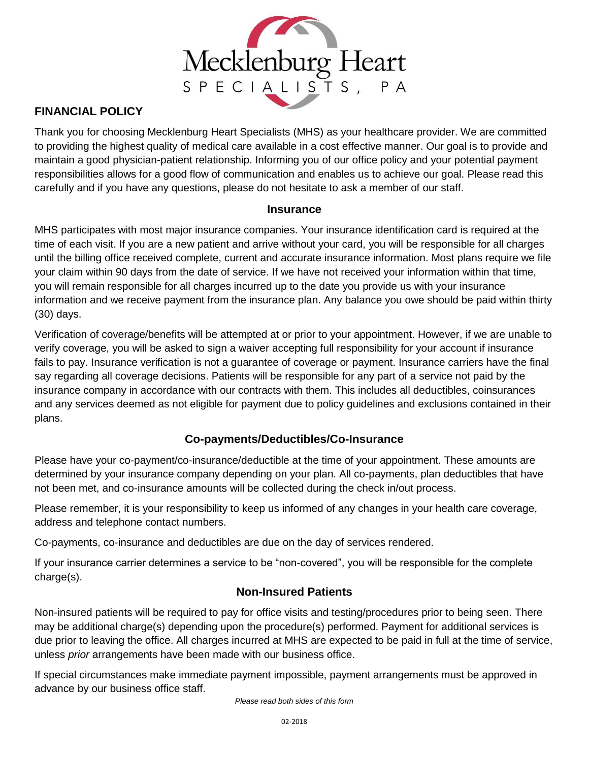Mecklenburg Heart
SPECIALISTS, PA

## FINANCIAL POLICY

Thank you for choosing Mecklenburg Heart Specialists (MHS) as your healthcare provider. We are committed to providing the highest quality of medical care available in a cost effective manner. Our goal is to provide and maintain a good physician-patient relationship. Informing you of our office policy and your potential payment responsibilities allows for a good flow of communication and enables us to achieve our goal. Please read this carefully and if you have any questions, please do not hesitate to ask a member of our staff.

### Insurance

MHS participates with most major insurance companies. Your insurance identification card is required at the time of each visit. If you are a new patient and arrive without your card, you will be responsible for all charges until the billing office received complete, current and accurate insurance information. Most plans require we file your claim within 90 days from the date of service. If we have not received your information within that time, you will remain responsible for all charges incurred up to the date you provide us with your insurance information and we receive payment from the insurance plan. Any balance you owe should be paid within thirty (30) days.

Verification of coverage/benefits will be attempted at or prior to your appointment. However, if we are unable to verify coverage, you will be asked to sign a waiver accepting full responsibility for your account if insurance fails to pay. Insurance verification is not a guarantee of coverage or payment. Insurance carriers have the final say regarding all coverage decisions. Patients will be responsible for any part of a service not paid by the insurance company in accordance with our contracts with them. This includes all deductibles, coinsurances and any services deemed as not eligible for payment due to policy guidelines and exclusions contained in their plans.

### Co-payments/Deductibles/Co-Insurance

Please have your co-payment/co-insurance/deductible at the time of your appointment. These amounts are determined by your insurance company depending on your plan. All co-payments, plan deductibles that have not been met, and co-insurance amounts will be collected during the check in/out process.

Please remember, it is your responsibility to keep us informed of any changes in your health care coverage, address and telephone contact numbers.

Co-payments, co-insurance and deductibles are due on the day of services rendered.

If your insurance carrier determines a service to be "non-covered", you will be responsible for the complete charge(s).

### Non-Insured Patients

Non-insured patients will be required to pay for office visits and testing/procedures prior to being seen. There may be additional charge(s) depending upon the procedure(s) performed. Payment for additional services is due prior to leaving the office. All charges incurred at MHS are expected to be paid in full at the time of service, unless *prior* arrangements have been made with our business office.

If special circumstances make immediate payment impossible, payment arrangements must be approved in advance by our business office staff.

*Please read both sides of this form*

02-2018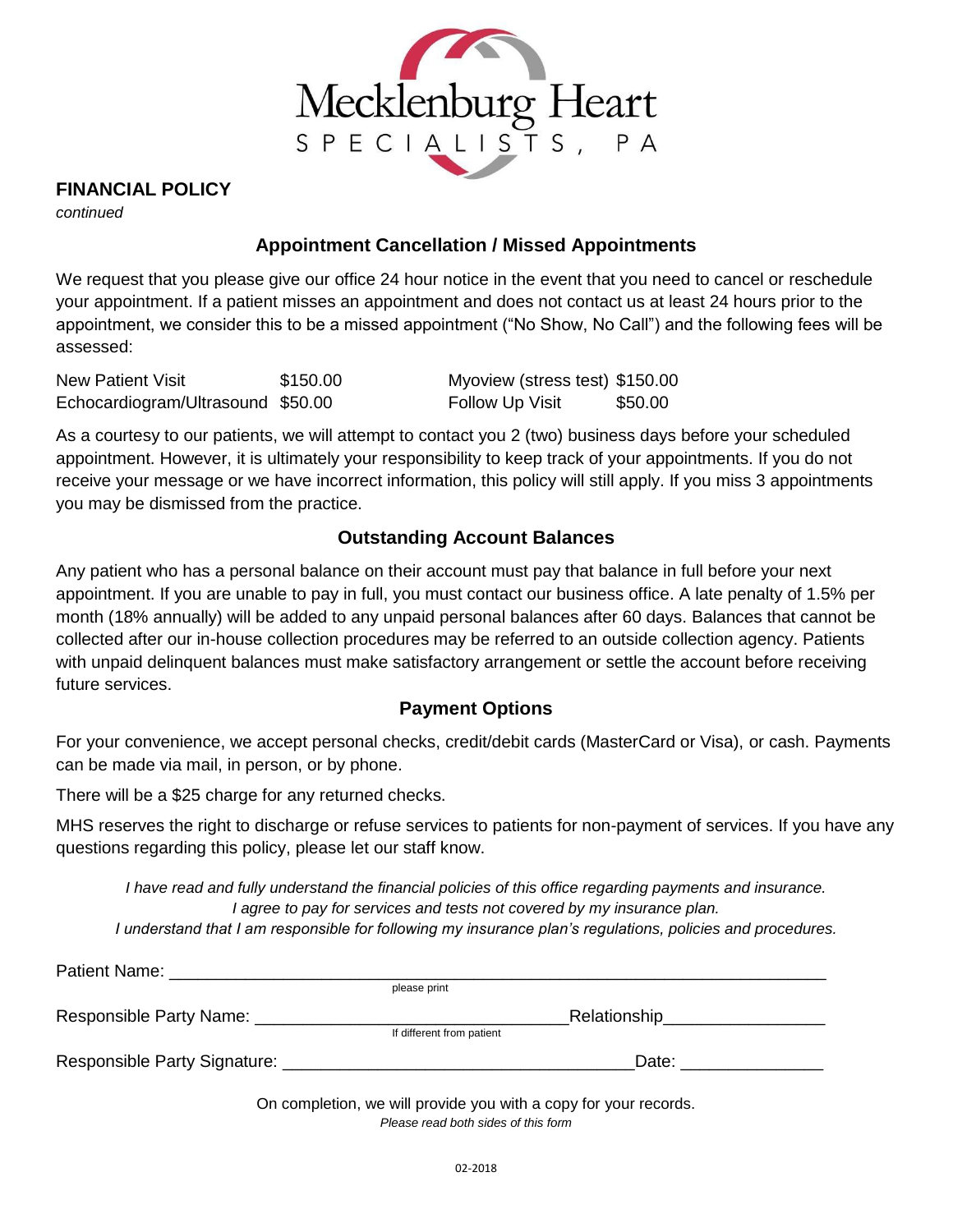Mecklenburg Heart SPECIALISTS, PA

## FINANCIAL POLICY

*continued*

### Appointment Cancellation / Missed Appointments

We request that you please give our office 24 hour notice in the event that you need to cancel or reschedule your appointment. If a patient misses an appointment and does not contact us at least 24 hours prior to the appointment, we consider this to be a missed appointment ("No Show, No Call") and the following fees will be assessed:

| | | | |
|---|---|---|---|
| New Patient Visit | $150.00 | Myoview (stress test) | $150.00 |
| Echocardiogram/Ultrasound | $50.00 | Follow Up Visit | $50.00 |

As a courtesy to our patients, we will attempt to contact you 2 (two) business days before your scheduled appointment. However, it is ultimately your responsibility to keep track of your appointments. If you do not receive your message or we have incorrect information, this policy will still apply. If you miss 3 appointments you may be dismissed from the practice.

### Outstanding Account Balances

Any patient who has a personal balance on their account must pay that balance in full before your next appointment. If you are unable to pay in full, you must contact our business office. A late penalty of 1.5% per month (18% annually) will be added to any unpaid personal balances after 60 days. Balances that cannot be collected after our in-house collection procedures may be referred to an outside collection agency. Patients with unpaid delinquent balances must make satisfactory arrangement or settle the account before receiving future services.

### Payment Options

For your convenience, we accept personal checks, credit/debit cards (MasterCard or Visa), or cash. Payments can be made via mail, in person, or by phone.

There will be a $25 charge for any returned checks.

MHS reserves the right to discharge or refuse services to patients for non-payment of services. If you have any questions regarding this policy, please let our staff know.

*I have read and fully understand the financial policies of this office regarding payments and insurance.*
*I agree to pay for services and tests not covered by my insurance plan.*
*I understand that I am responsible for following my insurance plan's regulations, policies and procedures.*

Patient Name: ______________________________________________
please print

Responsible Party Name: ______________________________ Relationship________________
If different from patient

Responsible Party Signature: ________________________________ Date: _______________

On completion, we will provide you with a copy for your records.

*Please read both sides of this form*

02-2018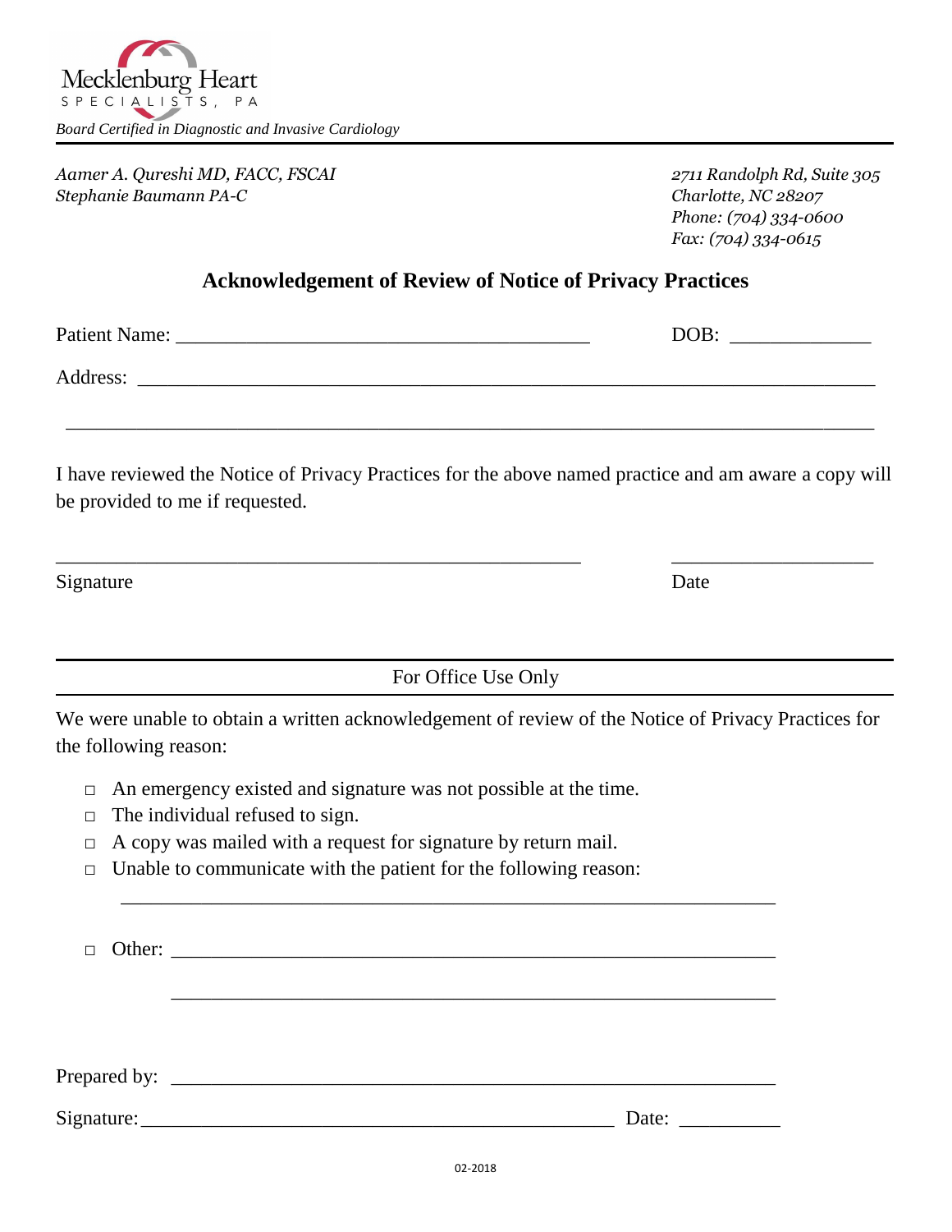Mecklenburg Heart
SPECIALISTS, PA

*Board Certified in Diagnostic and Invasive Cardiology*

*Aamer A. Qureshi MD, FACC, FSCAI*
*Stephanie Baumann PA-C*

*2711 Randolph Rd, Suite 305*
*Charlotte, NC 28207*
*Phone: (704) 334-0600*
*Fax: (704) 334-0615*

## Acknowledgement of Review of Notice of Privacy Practices

Patient Name: ________________________________________ DOB: ______________

Address: ________________________________________________________________________

________________________________________________________________________________

I have reviewed the Notice of Privacy Practices for the above named practice and am aware a copy will be provided to me if requested.

____________________________________________________ ____________________

Signature Date

---

For Office Use Only

---

We were unable to obtain a written acknowledgement of review of the Notice of Privacy Practices for the following reason:

- □ An emergency existed and signature was not possible at the time.
- □ The individual refused to sign.
- □ A copy was mailed with a request for signature by return mail.
- □ Unable to communicate with the patient for the following reason:

  ________________________________________________________________

- □ Other: ____________________________________________________________

  ____________________________________________________________

Prepared by: ____________________________________________________________

Signature: _______________________________________________ Date: __________

02-2018